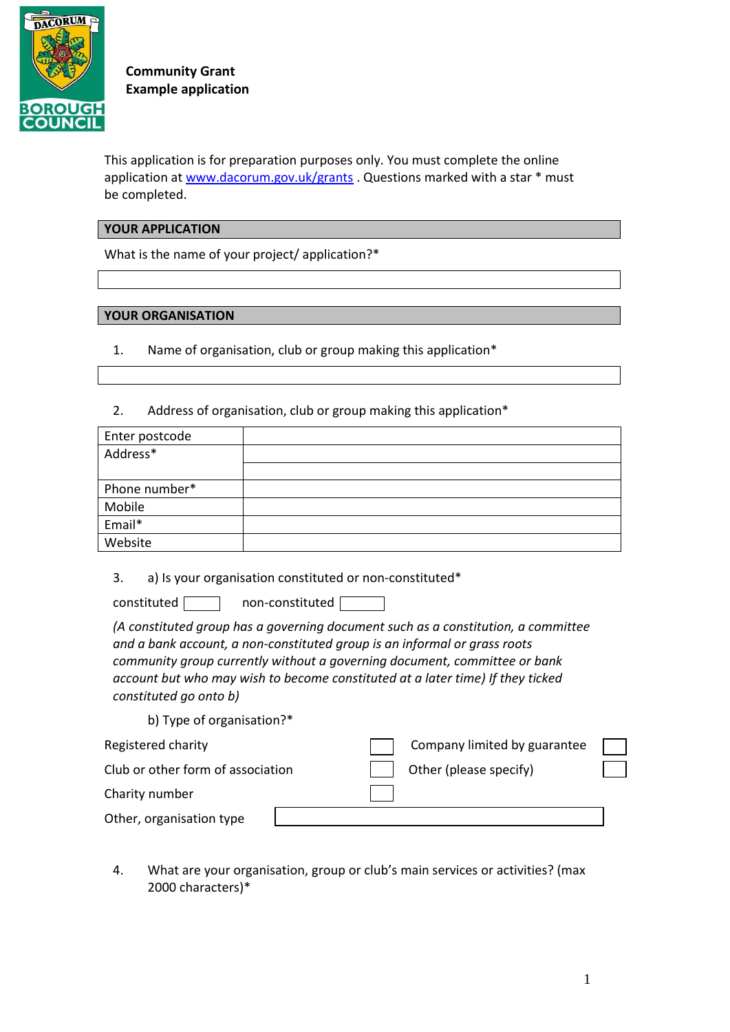**Community Grant**
**Example application**

This application is for preparation purposes only. You must complete the online application at [www.dacorum.gov.uk/grants](http://www.dacorum.gov.uk/grants) . Questions marked with a star * must be completed.

## YOUR APPLICATION

What is the name of your project/ application?*

## YOUR ORGANISATION

1. Name of organisation, club or group making this application*

2. Address of organisation, club or group making this application*

| | |
|---|---|
| Enter postcode | |
| Address* | |
| | |
| Phone number* | |
| Mobile | |
| Email* | |
| Website | |

3. a) Is your organisation constituted or non-constituted*

constituted ☐ non-constituted ☐

*(A constituted group has a governing document such as a constitution, a committee and a bank account, a non-constituted group is an informal or grass roots community group currently without a governing document, committee or bank account but who may wish to become constituted at a later time) If they ticked constituted go onto b)*

b) Type of organisation?*

| | | | |
|---|---|---|---|
| Registered charity | ☐ | Company limited by guarantee | ☐ |
| Club or other form of association | ☐ | Other (please specify) | ☐ |
| Charity number | ☐ | | |
| Other, organisation type | | | |

4. What are your organisation, group or club's main services or activities? (max 2000 characters)*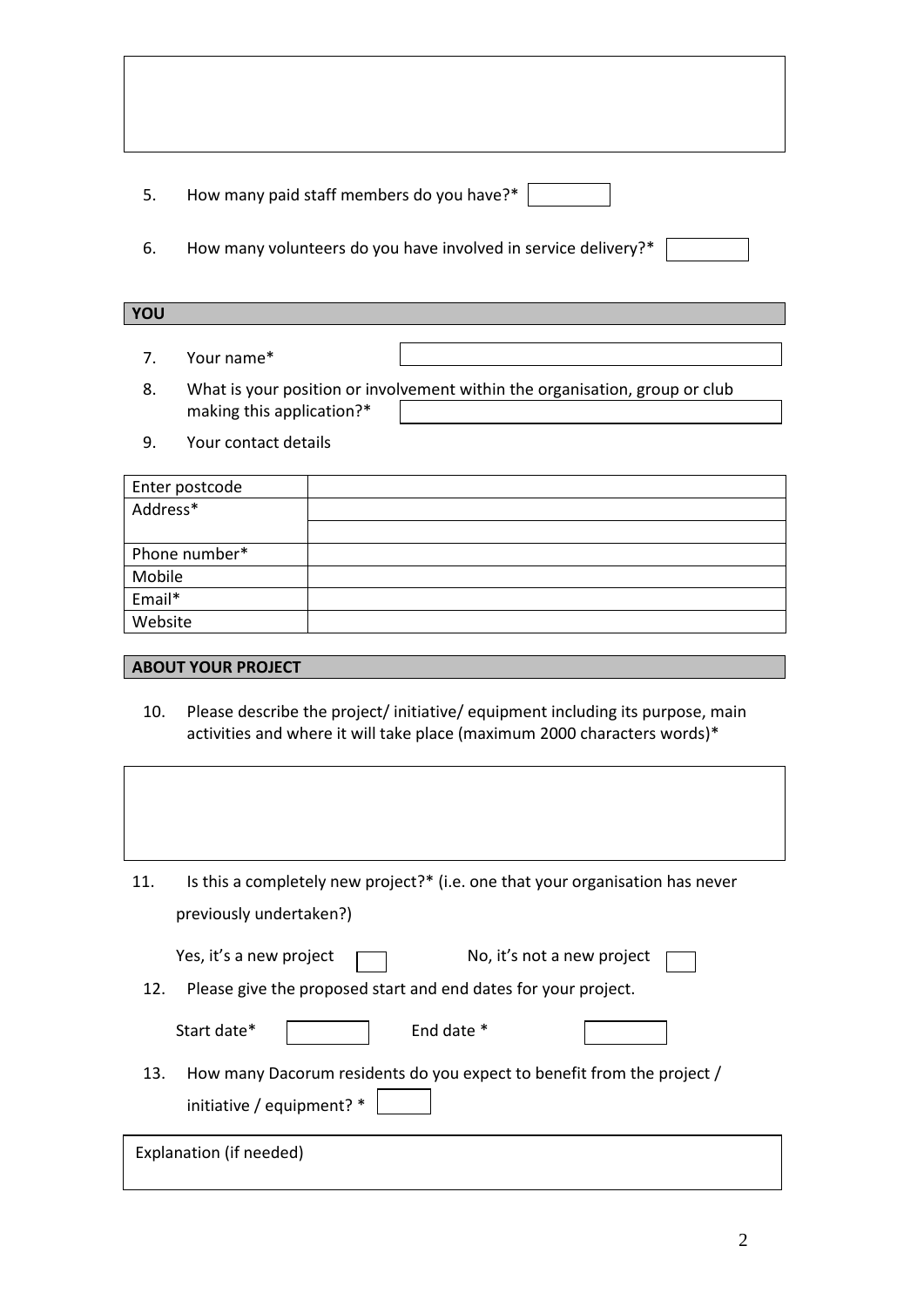5. How many paid staff members do you have?*

6. How many volunteers do you have involved in service delivery?*

## YOU

7. Your name*

8. What is your position or involvement within the organisation, group or club making this application?*

9. Your contact details

| Enter postcode | |
|---|---|
| Address* | |
| | |
| Phone number* | |
| Mobile | |
| Email* | |
| Website | |

## ABOUT YOUR PROJECT

10. Please describe the project/ initiative/ equipment including its purpose, main activities and where it will take place (maximum 2000 characters words)*

11. Is this a completely new project?* (i.e. one that your organisation has never previously undertaken?)

Yes, it's a new project ☐ No, it's not a new project ☐

12. Please give the proposed start and end dates for your project.

Start date* End date *

13. How many Dacorum residents do you expect to benefit from the project / initiative / equipment? *

Explanation (if needed)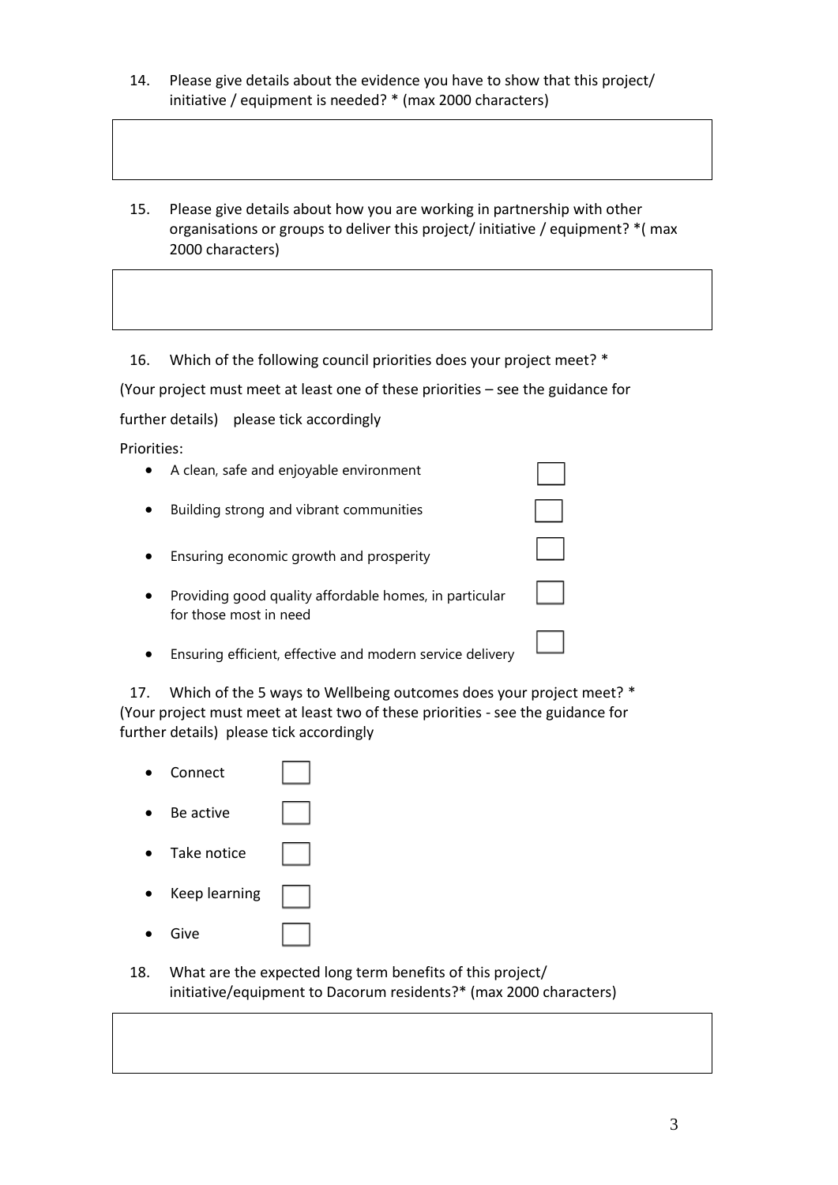14. Please give details about the evidence you have to show that this project/ initiative / equipment is needed? * (max 2000 characters)

15. Please give details about how you are working in partnership with other organisations or groups to deliver this project/ initiative / equipment? *( max 2000 characters)

16. Which of the following council priorities does your project meet? *

(Your project must meet at least one of these priorities – see the guidance for further details) please tick accordingly

Priorities:

- A clean, safe and enjoyable environment ☐
- Building strong and vibrant communities ☐
- Ensuring economic growth and prosperity ☐
- Providing good quality affordable homes, in particular for those most in need ☐
- Ensuring efficient, effective and modern service delivery ☐

17. Which of the 5 ways to Wellbeing outcomes does your project meet? * (Your project must meet at least two of these priorities - see the guidance for further details) please tick accordingly

- Connect ☐
- Be active ☐
- Take notice ☐
- Keep learning ☐
- Give ☐

18. What are the expected long term benefits of this project/ initiative/equipment to Dacorum residents?* (max 2000 characters)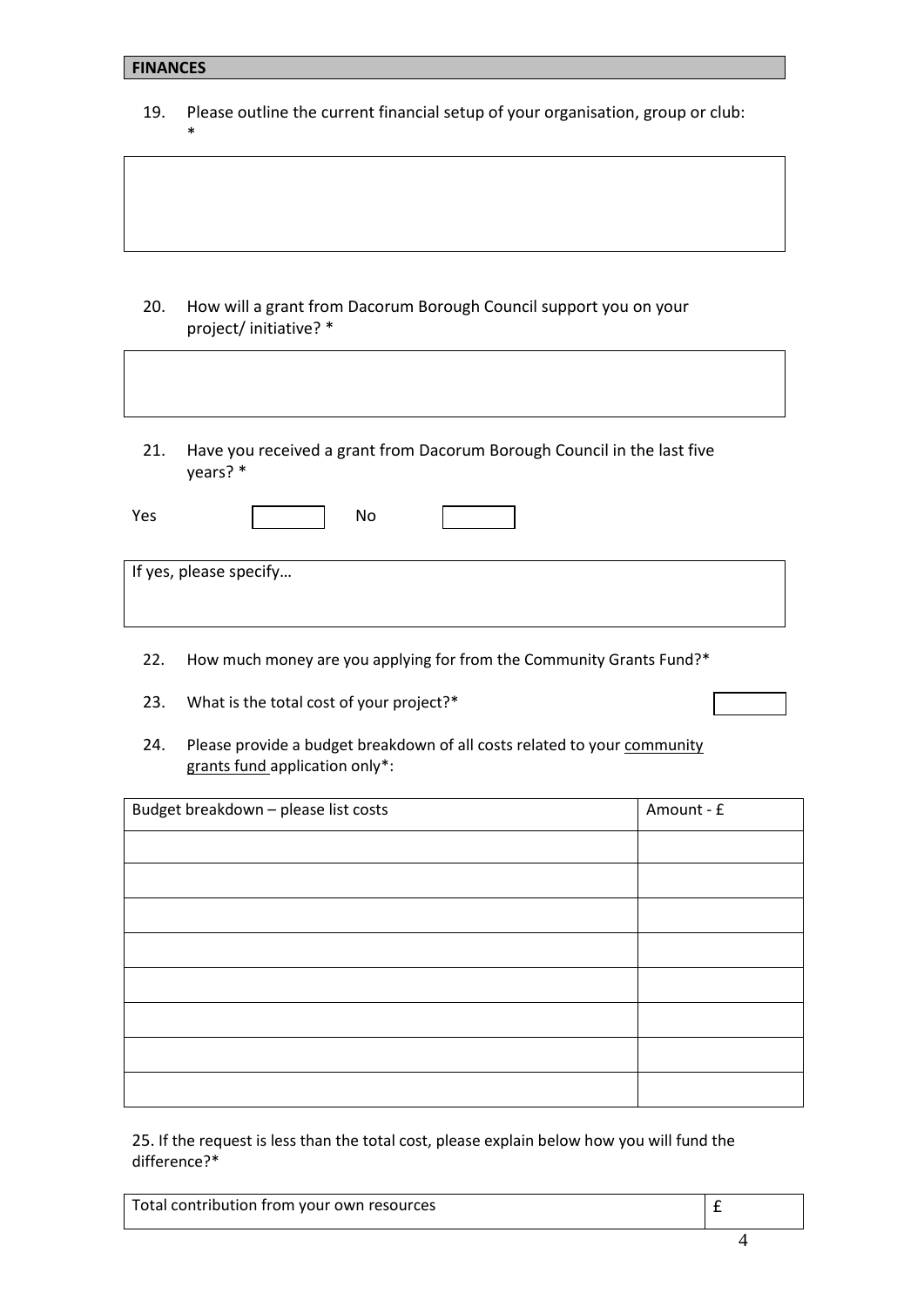## FINANCES

19. Please outline the current financial setup of your organisation, group or club: *

20. How will a grant from Dacorum Borough Council support you on your project/ initiative? *

21. Have you received a grant from Dacorum Borough Council in the last five years? *

Yes ☐ No ☐

If yes, please specify…

22. How much money are you applying for from the Community Grants Fund?*

23. What is the total cost of your project?*

24. Please provide a budget breakdown of all costs related to your <u>community grants fund</u> application only*:

| Budget breakdown – please list costs | Amount - £ |
|---|---|
| | |
| | |
| | |
| | |
| | |
| | |
| | |
| | |

25. If the request is less than the total cost, please explain below how you will fund the difference?*

| Total contribution from your own resources | £ |
|---|---|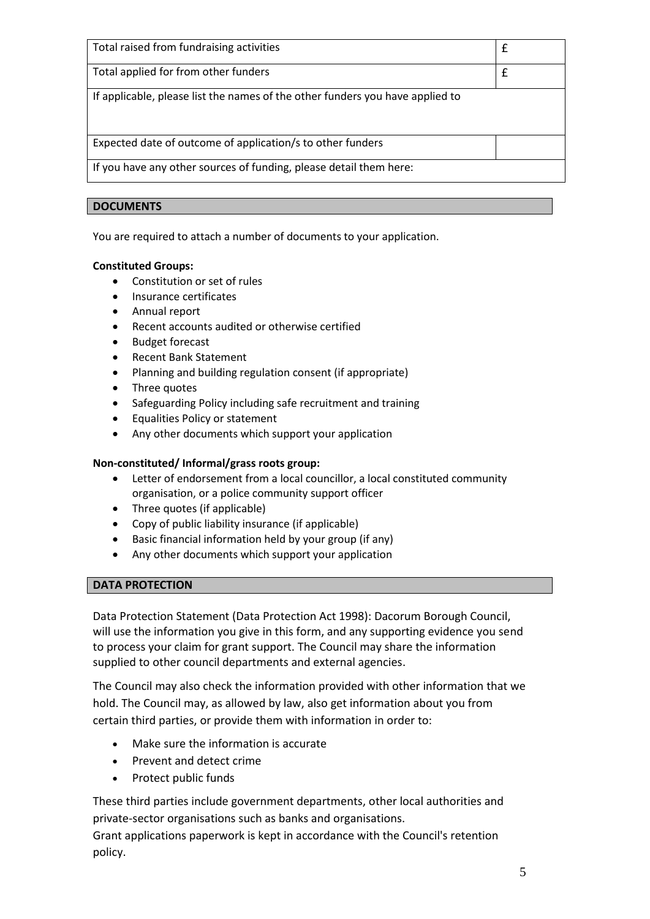| | |
|---|---|
| Total raised from fundraising activities | £ |
| Total applied for from other funders | £ |
| If applicable, please list the names of the other funders you have applied to | |
| Expected date of outcome of application/s to other funders | |
| If you have any other sources of funding, please detail them here: | |

## DOCUMENTS

You are required to attach a number of documents to your application.

**Constituted Groups:**

- Constitution or set of rules
- Insurance certificates
- Annual report
- Recent accounts audited or otherwise certified
- Budget forecast
- Recent Bank Statement
- Planning and building regulation consent (if appropriate)
- Three quotes
- Safeguarding Policy including safe recruitment and training
- Equalities Policy or statement
- Any other documents which support your application

**Non-constituted/ Informal/grass roots group:**

- Letter of endorsement from a local councillor, a local constituted community organisation, or a police community support officer
- Three quotes (if applicable)
- Copy of public liability insurance (if applicable)
- Basic financial information held by your group (if any)
- Any other documents which support your application

## DATA PROTECTION

Data Protection Statement (Data Protection Act 1998): Dacorum Borough Council, will use the information you give in this form, and any supporting evidence you send to process your claim for grant support. The Council may share the information supplied to other council departments and external agencies.

The Council may also check the information provided with other information that we hold. The Council may, as allowed by law, also get information about you from certain third parties, or provide them with information in order to:

- Make sure the information is accurate
- Prevent and detect crime
- Protect public funds

These third parties include government departments, other local authorities and private-sector organisations such as banks and organisations.
Grant applications paperwork is kept in accordance with the Council's retention policy.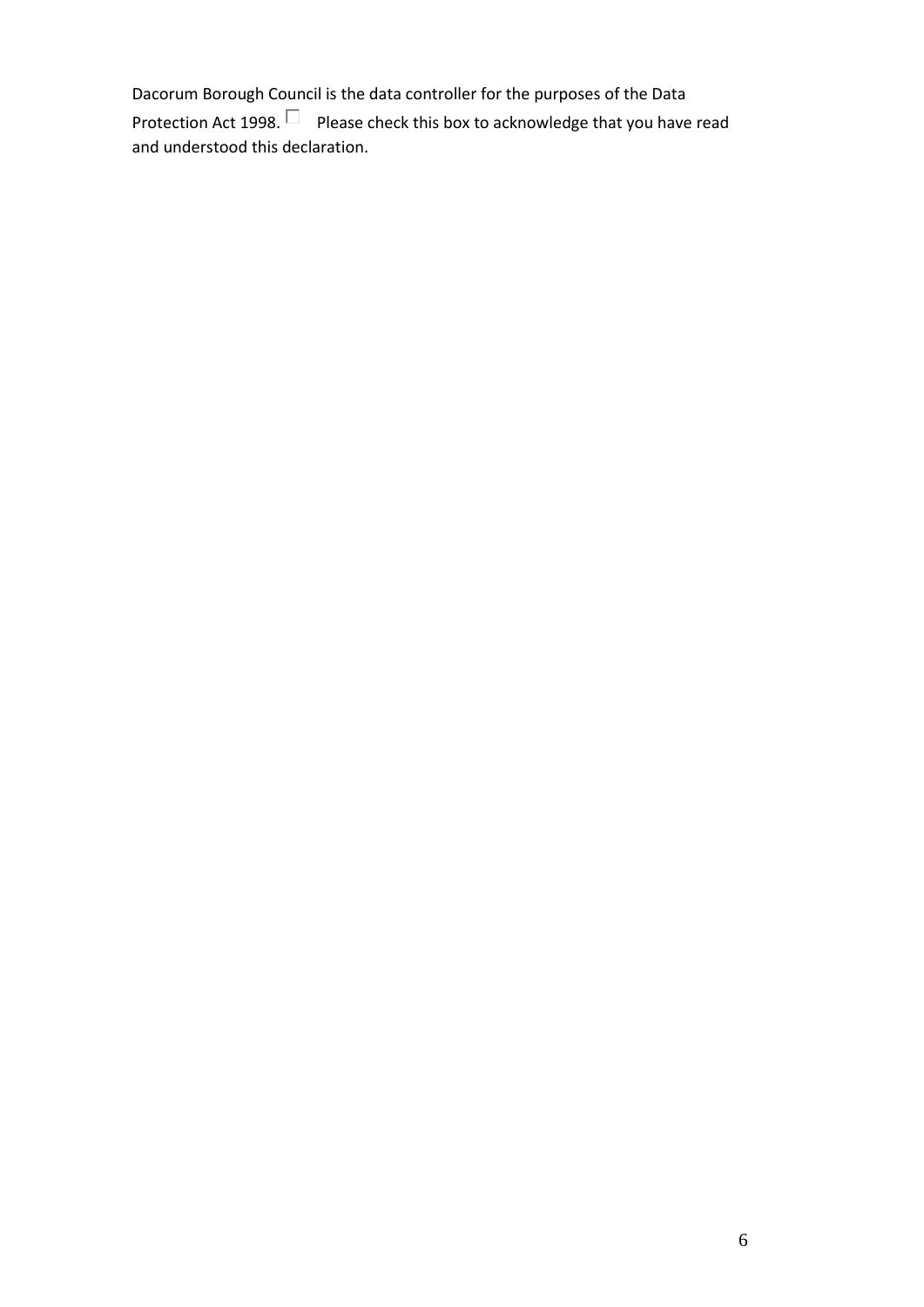Dacorum Borough Council is the data controller for the purposes of the Data Protection Act 1998. ☐ Please check this box to acknowledge that you have read and understood this declaration.